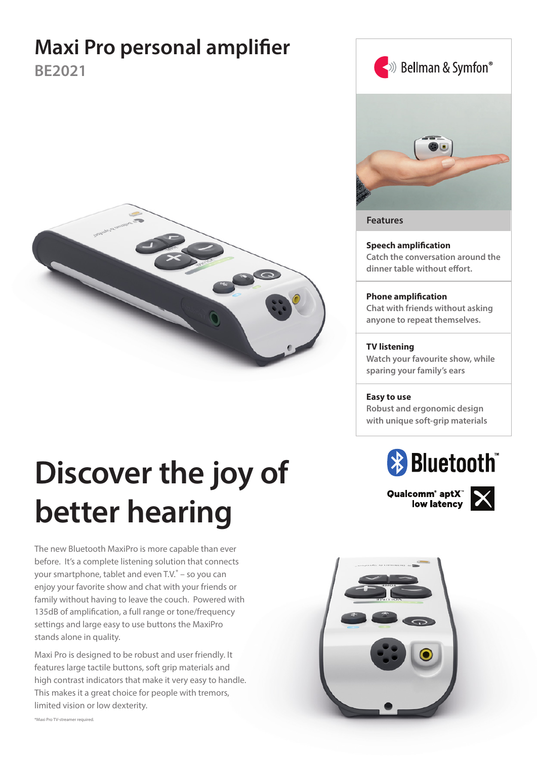# Maxi Pro personal amplifier

## BE2021

Bellman & Symfon®

### Features

**Speech amplification**
Catch the conversation around the dinner table without effort.

**Phone amplification**
Chat with friends without asking anyone to repeat themselves.

**TV listening**
Watch your favourite show, while sparing your family's ears

**Easy to use**
Robust and ergonomic design with unique soft-grip materials

Bluetooth™

Qualcomm® aptX™ low latency

# Discover the joy of better hearing

The new Bluetooth MaxiPro is more capable than ever before. It's a complete listening solution that connects your smartphone, tablet and even T.V.* – so you can enjoy your favorite show and chat with your friends or family without having to leave the couch. Powered with 135dB of amplification, a full range or tone/frequency settings and large easy to use buttons the MaxiPro stands alone in quality.

Maxi Pro is designed to be robust and user friendly. It features large tactile buttons, soft grip materials and high contrast indicators that make it very easy to handle. This makes it a great choice for people with tremors, limited vision or low dexterity.

*Maxi Pro TV-streamer required.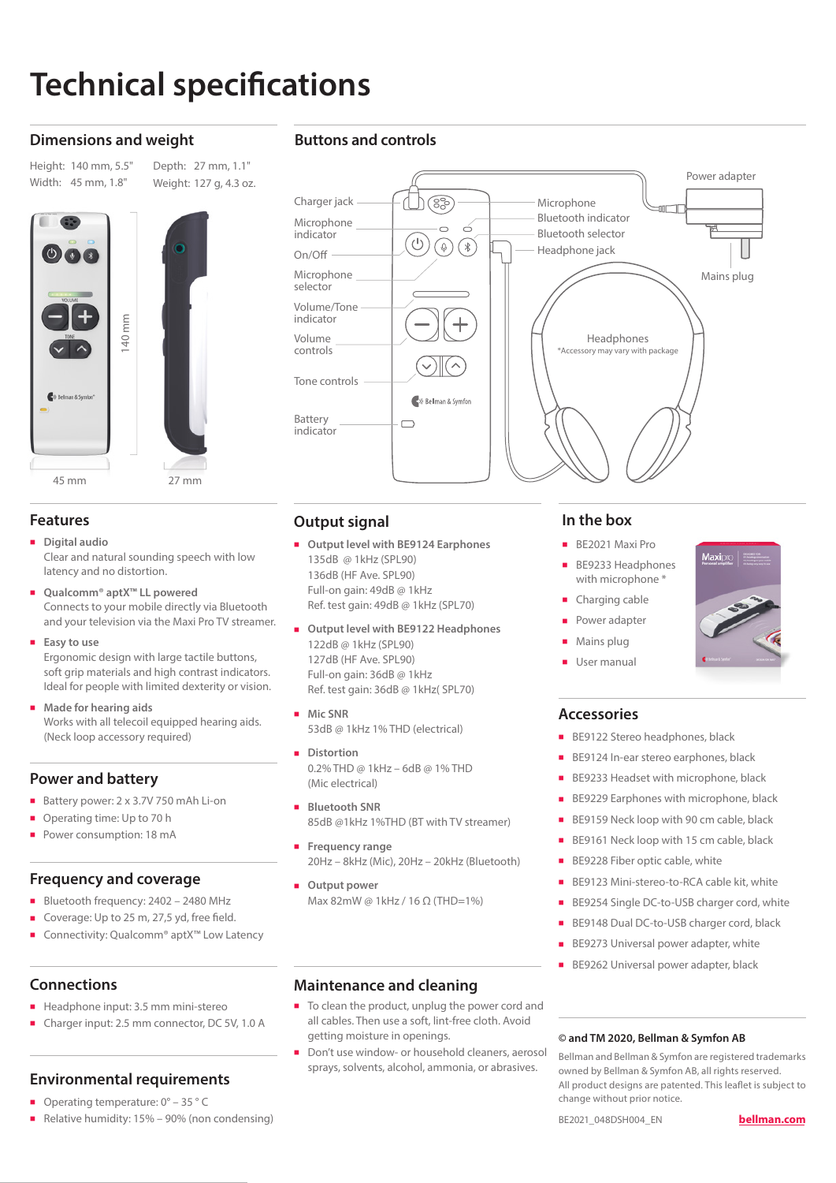# Technical specifications

## Dimensions and weight

Height: 140 mm, 5.5"
Width: 45 mm, 1.8"
Depth: 27 mm, 1.1"
Weight: 127 g, 4.3 oz.

140 mm
45 mm
27 mm

## Buttons and controls

Charger jack
Microphone indicator
On/Off
Microphone selector
Volume/Tone indicator
Volume controls
Tone controls
Battery indicator
Microphone
Bluetooth indicator
Bluetooth selector
Headphone jack
Power adapter
Mains plug
Headphones
*Accessory may vary with package

## Features

- **Digital audio**
  Clear and natural sounding speech with low latency and no distortion.
- **Qualcomm® aptX™ LL powered**
  Connects to your mobile directly via Bluetooth and your television via the Maxi Pro TV streamer.
- **Easy to use**
  Ergonomic design with large tactile buttons, soft grip materials and high contrast indicators. Ideal for people with limited dexterity or vision.
- **Made for hearing aids**
  Works with all telecoil equipped hearing aids. (Neck loop accessory required)

## Power and battery

- Battery power: 2 x 3.7V 750 mAh Li-on
- Operating time: Up to 70 h
- Power consumption: 18 mA

## Frequency and coverage

- Bluetooth frequency: 2402 – 2480 MHz
- Coverage: Up to 25 m, 27,5 yd, free field.
- Connectivity: Qualcomm® aptX™ Low Latency

## Connections

- Headphone input: 3.5 mm mini-stereo
- Charger input: 2.5 mm connector, DC 5V, 1.0 A

## Environmental requirements

- Operating temperature: 0° – 35 ° C
- Relative humidity: 15% – 90% (non condensing)

## Output signal

- **Output level with BE9124 Earphones**
  135dB @ 1kHz (SPL90)
  136dB (HF Ave. SPL90)
  Full-on gain: 49dB @ 1kHz
  Ref. test gain: 49dB @ 1kHz (SPL70)
- **Output level with BE9122 Headphones**
  122dB @ 1kHz (SPL90)
  127dB (HF Ave. SPL90)
  Full-on gain: 36dB @ 1kHz
  Ref. test gain: 36dB @ 1kHz( SPL70)
- **Mic SNR**
  53dB @ 1kHz 1% THD (electrical)
- **Distortion**
  0.2% THD @ 1kHz – 6dB @ 1% THD
  (Mic electrical)
- **Bluetooth SNR**
  85dB @1kHz 1%THD (BT with TV streamer)
- **Frequency range**
  20Hz – 8kHz (Mic), 20Hz – 20kHz (Bluetooth)
- **Output power**
  Max 82mW @ 1kHz / 16 Ω (THD=1%)

## Maintenance and cleaning

- To clean the product, unplug the power cord and all cables. Then use a soft, lint-free cloth. Avoid getting moisture in openings.
- Don't use window- or household cleaners, aerosol sprays, solvents, alcohol, ammonia, or abrasives.

## In the box

- BE2021 Maxi Pro
- BE9233 Headphones with microphone *
- Charging cable
- Power adapter
- Mains plug
- User manual

## Accessories

- BE9122 Stereo headphones, black
- BE9124 In-ear stereo earphones, black
- BE9233 Headset with microphone, black
- BE9229 Earphones with microphone, black
- BE9159 Neck loop with 90 cm cable, black
- BE9161 Neck loop with 15 cm cable, black
- BE9228 Fiber optic cable, white
- BE9123 Mini-stereo-to-RCA cable kit, white
- BE9254 Single DC-to-USB charger cord, white
- BE9148 Dual DC-to-USB charger cord, black
- BE9273 Universal power adapter, white
- BE9262 Universal power adapter, black

**© and TM 2020, Bellman & Symfon AB**

Bellman and Bellman & Symfon are registered trademarks owned by Bellman & Symfon AB, all rights reserved.
All product designs are patented. This leaflet is subject to change without prior notice.

BE2021_048DSH004_EN

**bellman.com**